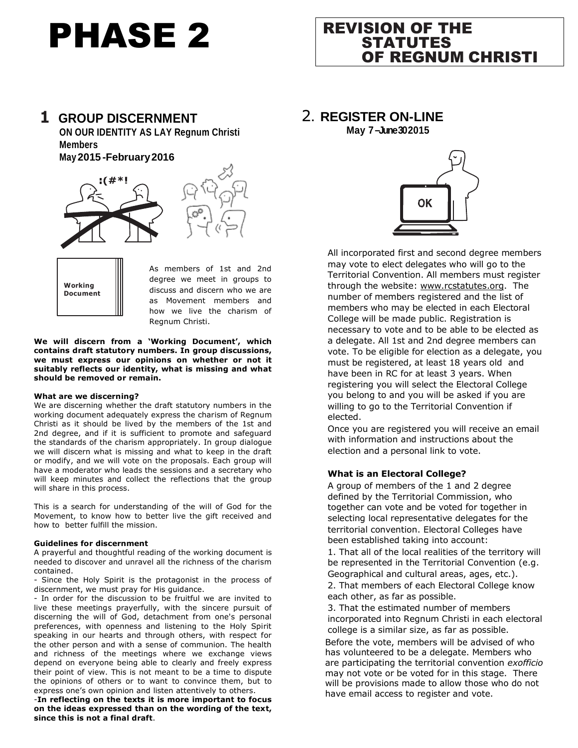# PHASE 2

# REVISION OF THE STATUTES OF REGNUM CHRISTI

## 1 GROUP DISCERNMENT

**ON OUR IDENTITY AS LAY Regnum Christi Members**
**May 2015 -February 2016**

:(#*!

Working Document

As members of 1st and 2nd degree we meet in groups to discuss and discern who we are as Movement members and how we live the charism of Regnum Christi.

**We will discern from a 'Working Document', which contains draft statutory numbers. In group discussions, we must express our opinions on whether or not it suitably reflects our identity, what is missing and what should be removed or remain.**

#### What are we discerning?

We are discerning whether the draft statutory numbers in the working document adequately express the charism of Regnum Christi as it should be lived by the members of the 1st and 2nd degree, and if it is sufficient to promote and safeguard the standards of the charism appropriately. In group dialogue we will discern what is missing and what to keep in the draft or modify, and we will vote on the proposals. Each group will have a moderator who leads the sessions and a secretary who will keep minutes and collect the reflections that the group will share in this process.

This is a search for understanding of the will of God for the Movement, to know how to better live the gift received and how to better fulfill the mission.

#### Guidelines for discernment

A prayerful and thoughtful reading of the working document is needed to discover and unravel all the richness of the charism contained.

- Since the Holy Spirit is the protagonist in the process of discernment, we must pray for His guidance.
- In order for the discussion to be fruitful we are invited to live these meetings prayerfully, with the sincere pursuit of discerning the will of God, detachment from one's personal preferences, with openness and listening to the Holy Spirit speaking in our hearts and through others, with respect for the other person and with a sense of communion. The health and richness of the meetings where we exchange views depend on everyone being able to clearly and freely express their point of view. This is not meant to be a time to dispute the opinions of others or to want to convince them, but to express one's own opinion and listen attentively to others.
- **In reflecting on the texts it is more important to focus on the ideas expressed than on the wording of the text, since this is not a final draft**.

## 2. REGISTER ON-LINE

**May 7 –June 30 2015**

OK

All incorporated first and second degree members may vote to elect delegates who will go to the Territorial Convention. All members must register through the website: www.rcstatutes.org. The number of members registered and the list of members who may be elected in each Electoral College will be made public. Registration is necessary to vote and to be able to be elected as a delegate. All 1st and 2nd degree members can vote. To be eligible for election as a delegate, you must be registered, at least 18 years old and have been in RC for at least 3 years. When registering you will select the Electoral College you belong to and you will be asked if you are willing to go to the Territorial Convention if elected.

Once you are registered you will receive an email with information and instructions about the election and a personal link to vote.

#### What is an Electoral College?

A group of members of the 1 and 2 degree defined by the Territorial Commission, who together can vote and be voted for together in selecting local representative delegates for the territorial convention. Electoral Colleges have been established taking into account:

1. That all of the local realities of the territory will be represented in the Territorial Convention (e.g. Geographical and cultural areas, ages, etc.).
2. That members of each Electoral College know each other, as far as possible.
3. That the estimated number of members incorporated into Regnum Christi in each electoral college is a similar size, as far as possible.

Before the vote, members will be advised of who has volunteered to be a delegate. Members who are participating the territorial convention *exofficio* may not vote or be voted for in this stage. There will be provisions made to allow those who do not have email access to register and vote.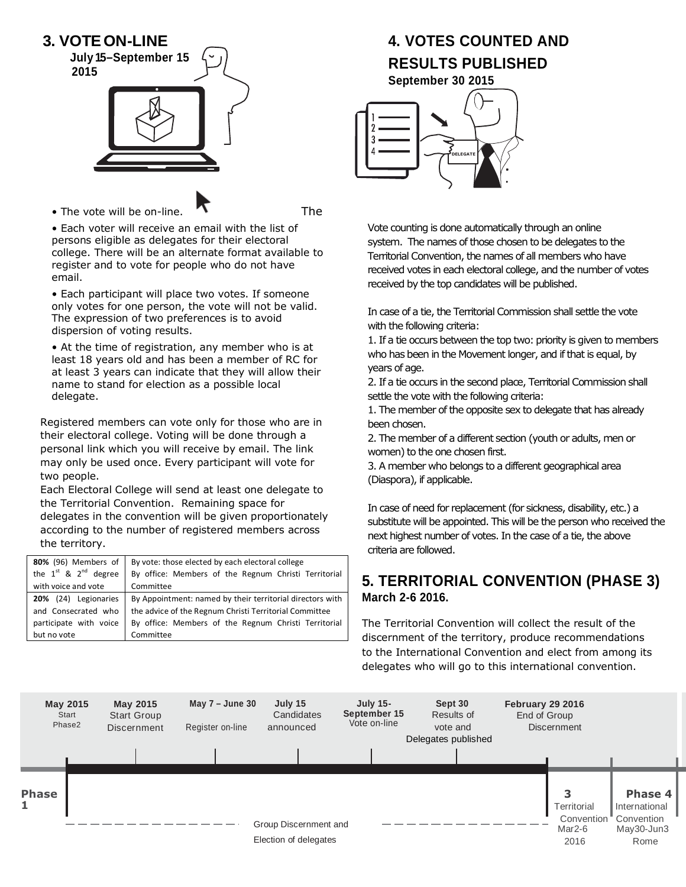## 3. VOTE ON-LINE

**July 15–September 15 2015**

- The vote will be on-line. The
- Each voter will receive an email with the list of persons eligible as delegates for their electoral college. There will be an alternate format available to register and to vote for people who do not have email.
- Each participant will place two votes. If someone only votes for one person, the vote will not be valid. The expression of two preferences is to avoid dispersion of voting results.
- At the time of registration, any member who is at least 18 years old and has been a member of RC for at least 3 years can indicate that they will allow their name to stand for election as a possible local delegate.

Registered members can vote only for those who are in their electoral college. Voting will be done through a personal link which you will receive by email. The link may only be used once. Every participant will vote for two people.

Each Electoral College will send at least one delegate to the Territorial Convention. Remaining space for delegates in the convention will be given proportionately according to the number of registered members across the territory.

| | |
|---|---|
| **80%** (96) Members of the 1st & 2nd degree with voice and vote | By vote: those elected by each electoral college<br>By office: Members of the Regnum Christi Territorial Committee |
| **20%** (24) Legionaries and Consecrated who participate with voice but no vote | By Appointment: named by their territorial directors with the advice of the Regnum Christi Territorial Committee<br>By office: Members of the Regnum Christi Territorial Committee |

## 4. VOTES COUNTED AND RESULTS PUBLISHED

**September 30 2015**

Vote counting is done automatically through an online system. The names of those chosen to be delegates to the Territorial Convention, the names of all members who have received votes in each electoral college, and the number of votes received by the top candidates will be published.

In case of a tie, the Territorial Commission shall settle the vote with the following criteria:

1. If a tie occurs between the top two: priority is given to members who has been in the Movement longer, and if that is equal, by years of age.
2. If a tie occurs in the second place, Territorial Commission shall settle the vote with the following criteria:
   1. The member of the opposite sex to delegate that has already been chosen.
   2. The member of a different section (youth or adults, men or women) to the one chosen first.
   3. A member who belongs to a different geographical area (Diaspora), if applicable.

In case of need for replacement (for sickness, disability, etc.) a substitute will be appointed. This will be the person who received the next highest number of votes. In the case of a tie, the above criteria are followed.

## 5. TERRITORIAL CONVENTION (PHASE 3)

**March 2-6 2016.**

The Territorial Convention will collect the result of the discernment of the territory, produce recommendations to the International Convention and elect from among its delegates who will go to this international convention.

**May 2015** Start Phase2

**May 2015** Start Group Discernment

**May 7 – June 30** Register on-line

**July 15** Candidates announced

**July 15- September 15** Vote on-line

**Sept 30** Results of vote and Delegates published

**February 29 2016** End of Group Discernment

**Phase 1**

Group Discernment and Election of delegates

**3** Territorial Convention Mar2-6 2016

**Phase 4** International Convention May30-Jun3 Rome